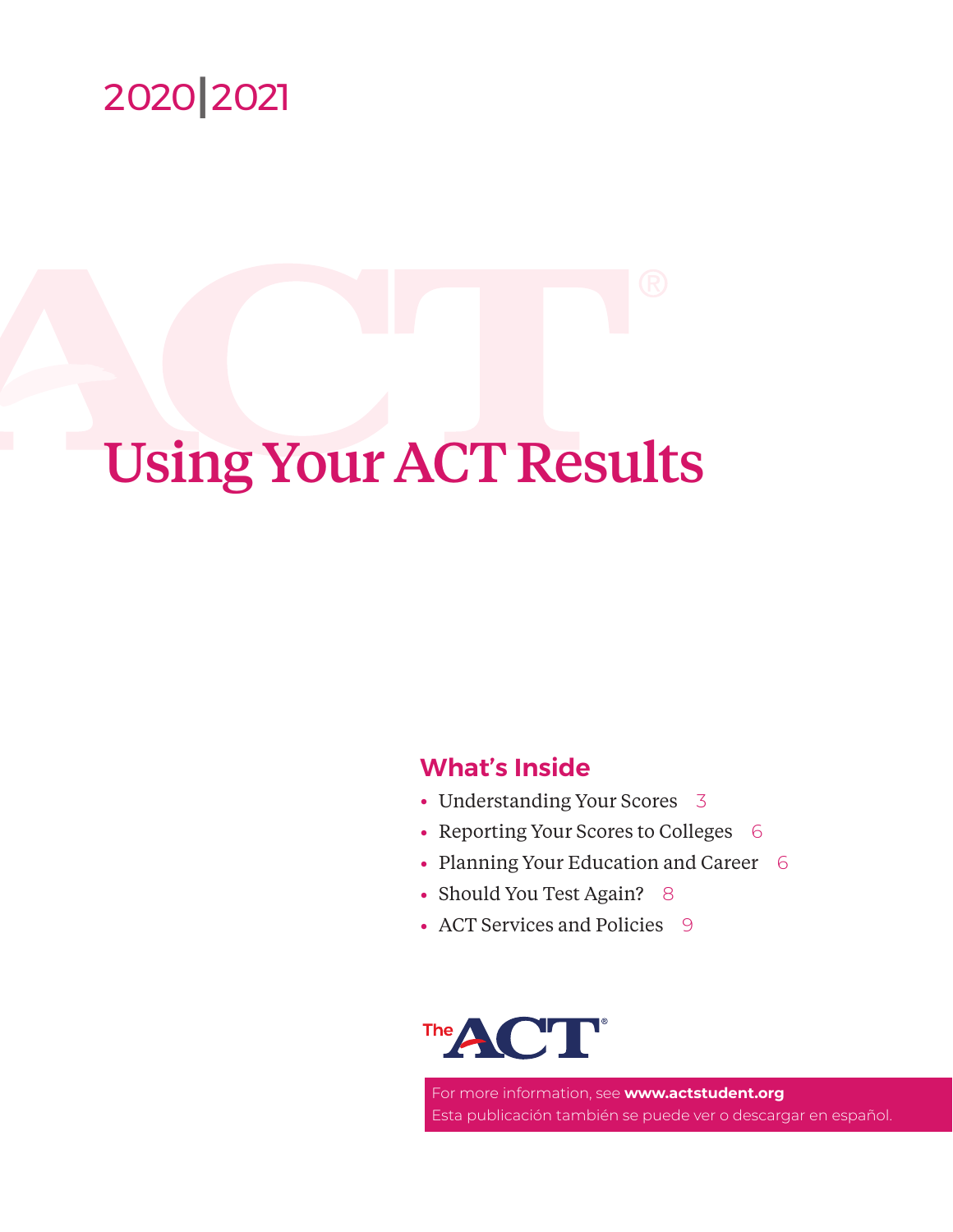2020|2021

# Using Your ACT Results

## What's Inside

- Understanding Your Scores 3
- Reporting Your Scores to Colleges 6
- Planning Your Education and Career 6
- Should You Test Again? 8
- ACT Services and Policies 9

The ACT®

For more information, see **www.actstudent.org**
Esta publicación también se puede ver o descargar en español.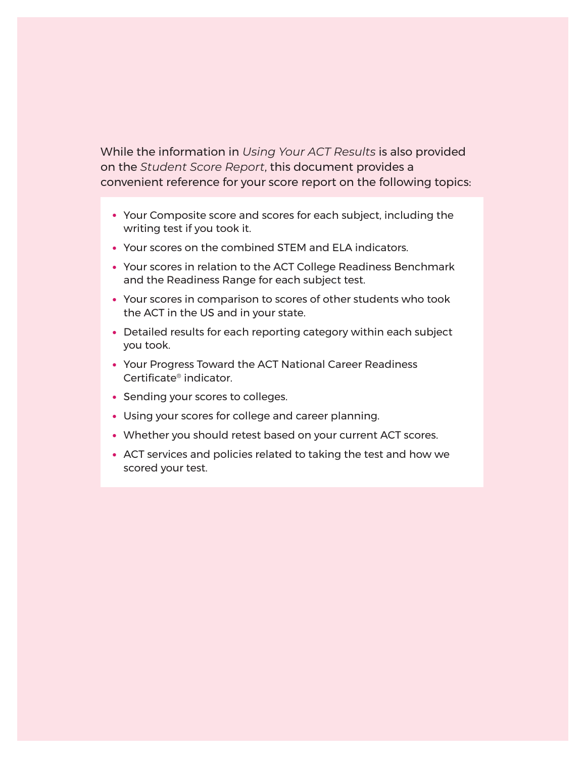While the information in *Using Your ACT Results* is also provided on the *Student Score Report*, this document provides a convenient reference for your score report on the following topics:

- Your Composite score and scores for each subject, including the writing test if you took it.
- Your scores on the combined STEM and ELA indicators.
- Your scores in relation to the ACT College Readiness Benchmark and the Readiness Range for each subject test.
- Your scores in comparison to scores of other students who took the ACT in the US and in your state.
- Detailed results for each reporting category within each subject you took.
- Your Progress Toward the ACT National Career Readiness Certificate® indicator.
- Sending your scores to colleges.
- Using your scores for college and career planning.
- Whether you should retest based on your current ACT scores.
- ACT services and policies related to taking the test and how we scored your test.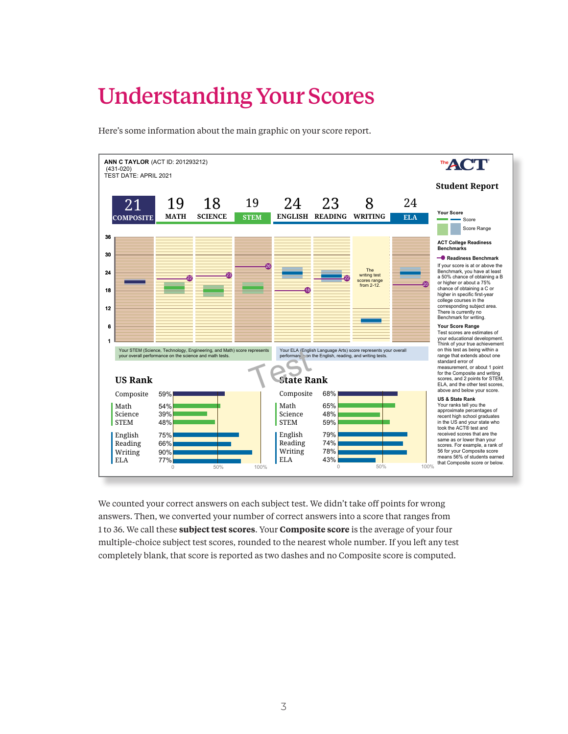# Understanding Your Scores

Here's some information about the main graphic on your score report.

**ANN C TAYLOR** (ACT ID: 201293212)
(431-020)
TEST DATE: APRIL 2021

**The ACT**
**Student Report**

| 21 | 19 | 18 | 19 | 24 | 23 | 8 | 24 |
|---|---|---|---|---|---|---|---|
| COMPOSITE | MATH | SCIENCE | STEM | ENGLISH | READING | WRITING | ELA |

The writing test scores range from 2-12.

Your STEM (Science, Technology, Engineering, and Math) score represents your overall performance on the science and math tests.

Your ELA (English Language Arts) score represents your overall performance on the English, reading, and writing tests.

**Your Score**
Score
Score Range

**ACT College Readiness Benchmarks**

**Readiness Benchmark**
If your score is at or above the Benchmark, you have at least a 50% chance of obtaining a B or higher or about a 75% chance of obtaining a C or higher in specific first-year college courses in the corresponding subject area. There is currently no Benchmark for writing.

**Your Score Range**
Test scores are estimates of your educational development. Think of your true achievement on this test as being within a range that extends about one standard error of measurement, or about 1 point for the Composite and writing scores, and 2 points for STEM, ELA, and the other test scores, above and below your score.

**US & State Rank**
Your ranks tell you the approximate percentages of recent high school graduates in the US and your state who took the ACT® test and received scores that are the same as or lower than your scores. For example, a rank of 56 for your Composite score means 56% of students earned that Composite score or below.

## US Rank

| | US Rank |
|---|---|
| Composite | 59% |
| Math | 54% |
| Science | 39% |
| STEM | 48% |
| English | 75% |
| Reading | 66% |
| Writing | 90% |
| ELA | 77% |

## State Rank

| | State Rank |
|---|---|
| Composite | 68% |
| Math | 65% |
| Science | 48% |
| STEM | 59% |
| English | 79% |
| Reading | 74% |
| Writing | 78% |
| ELA | 43% |

We counted your correct answers on each subject test. We didn't take off points for wrong answers. Then, we converted your number of correct answers into a score that ranges from 1 to 36. We call these **subject test scores**. Your **Composite score** is the average of your four multiple-choice subject test scores, rounded to the nearest whole number. If you left any test completely blank, that score is reported as two dashes and no Composite score is computed.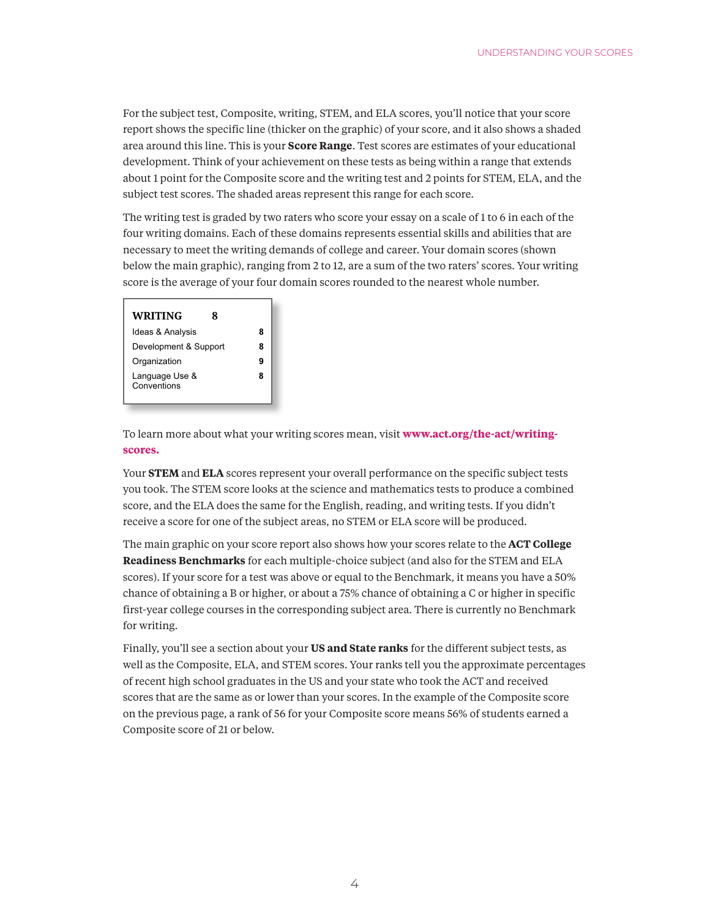For the subject test, Composite, writing, STEM, and ELA scores, you'll notice that your score report shows the specific line (thicker on the graphic) of your score, and it also shows a shaded area around this line. This is your **Score Range**. Test scores are estimates of your educational development. Think of your achievement on these tests as being within a range that extends about 1 point for the Composite score and the writing test and 2 points for STEM, ELA, and the subject test scores. The shaded areas represent this range for each score.

The writing test is graded by two raters who score your essay on a scale of 1 to 6 in each of the four writing domains. Each of these domains represents essential skills and abilities that are necessary to meet the writing demands of college and career. Your domain scores (shown below the main graphic), ranging from 2 to 12, are a sum of the two raters' scores. Your writing score is the average of your four domain scores rounded to the nearest whole number.

| **WRITING** | **8** |
|---|---|
| Ideas & Analysis | **8** |
| Development & Support | **8** |
| Organization | **9** |
| Language Use & Conventions | **8** |

To learn more about what your writing scores mean, visit **www.act.org/the-act/writing-scores.**

Your **STEM** and **ELA** scores represent your overall performance on the specific subject tests you took. The STEM score looks at the science and mathematics tests to produce a combined score, and the ELA does the same for the English, reading, and writing tests. If you didn't receive a score for one of the subject areas, no STEM or ELA score will be produced.

The main graphic on your score report also shows how your scores relate to the **ACT College Readiness Benchmarks** for each multiple-choice subject (and also for the STEM and ELA scores). If your score for a test was above or equal to the Benchmark, it means you have a 50% chance of obtaining a B or higher, or about a 75% chance of obtaining a C or higher in specific first-year college courses in the corresponding subject area. There is currently no Benchmark for writing.

Finally, you'll see a section about your **US and State ranks** for the different subject tests, as well as the Composite, ELA, and STEM scores. Your ranks tell you the approximate percentages of recent high school graduates in the US and your state who took the ACT and received scores that are the same as or lower than your scores. In the example of the Composite score on the previous page, a rank of 56 for your Composite score means 56% of students earned a Composite score of 21 or below.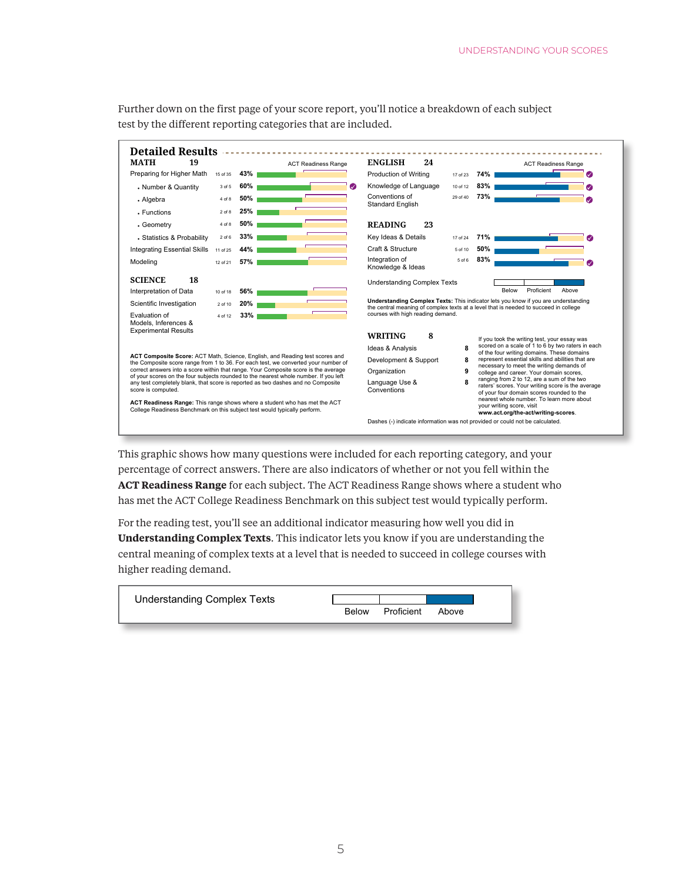Further down on the first page of your score report, you'll notice a breakdown of each subject test by the different reporting categories that are included.

## Detailed Results

**MATH 19**

| Category | Questions | Percent Correct |
|---|---|---|
| Preparing for Higher Math | 15 of 35 | 43% |
| • Number & Quantity | 3 of 5 | 60% |
| • Algebra | 4 of 8 | 50% |
| • Functions | 2 of 8 | 25% |
| • Geometry | 4 of 8 | 50% |
| • Statistics & Probability | 2 of 6 | 33% |
| Integrating Essential Skills | 11 of 25 | 44% |
| Modeling | 12 of 21 | 57% |

**SCIENCE 18**

| Category | Questions | Percent Correct |
|---|---|---|
| Interpretation of Data | 10 of 18 | 56% |
| Scientific Investigation | 2 of 10 | 20% |
| Evaluation of Models, Inferences & Experimental Results | 4 of 12 | 33% |

**ACT Composite Score:** ACT Math, Science, English, and Reading test scores and the Composite score range from 1 to 36. For each test, we converted your number of correct answers into a score within that range. Your Composite score is the average of your scores on the four subjects rounded to the nearest whole number. If you left any test completely blank, that score is reported as two dashes and no Composite score is computed.

**ACT Readiness Range:** This range shows where a student who has met the ACT College Readiness Benchmark on this subject test would typically perform.

**ENGLISH 24**

| Category | Questions | Percent Correct |
|---|---|---|
| Production of Writing | 17 of 23 | 74% |
| Knowledge of Language | 10 of 12 | 83% |
| Conventions of Standard English | 29 of 40 | 73% |

**READING 23**

| Category | Questions | Percent Correct |
|---|---|---|
| Key Ideas & Details | 17 of 24 | 71% |
| Craft & Structure | 5 of 10 | 50% |
| Integration of Knowledge & Ideas | 5 of 6 | 83% |

Understanding Complex Texts — Below | Proficient | Above

**Understanding Complex Texts:** This indicator lets you know if you are understanding the central meaning of complex texts at a level that is needed to succeed in college courses with high reading demand.

**WRITING 8**

| Domain | Score |
|---|---|
| Ideas & Analysis | 8 |
| Development & Support | 8 |
| Organization | 9 |
| Language Use & Conventions | 8 |

If you took the writing test, your essay was scored on a scale of 1 to 6 by two raters in each of the four writing domains. These domains represent essential skills and abilities that are necessary to meet the writing demands of college and career. Your domain scores, ranging from 2 to 12, are a sum of the two raters' scores. Your writing score is the average of your four domain scores rounded to the nearest whole number. To learn more about your writing score, visit **www.act.org/the-act/writing-scores**.

Dashes (-) indicate information was not provided or could not be calculated.

This graphic shows how many questions were included for each reporting category, and your percentage of correct answers. There are also indicators of whether or not you fell within the **ACT Readiness Range** for each subject. The ACT Readiness Range shows where a student who has met the ACT College Readiness Benchmark on this subject test would typically perform.

For the reading test, you'll see an additional indicator measuring how well you did in **Understanding Complex Texts**. This indicator lets you know if you are understanding the central meaning of complex texts at a level that is needed to succeed in college courses with higher reading demand.

Understanding Complex Texts — Below | Proficient | Above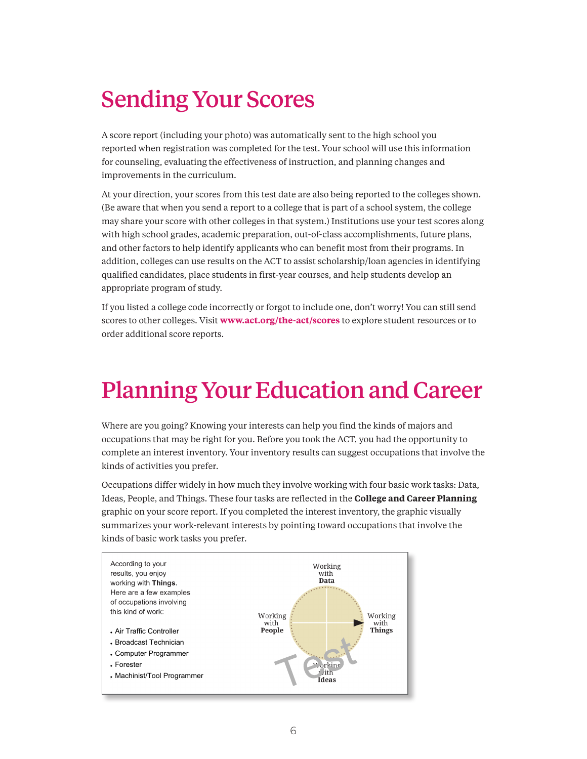# Sending Your Scores

A score report (including your photo) was automatically sent to the high school you reported when registration was completed for the test. Your school will use this information for counseling, evaluating the effectiveness of instruction, and planning changes and improvements in the curriculum.

At your direction, your scores from this test date are also being reported to the colleges shown. (Be aware that when you send a report to a college that is part of a school system, the college may share your score with other colleges in that system.) Institutions use your test scores along with high school grades, academic preparation, out-of-class accomplishments, future plans, and other factors to help identify applicants who can benefit most from their programs. In addition, colleges can use results on the ACT to assist scholarship/loan agencies in identifying qualified candidates, place students in first-year courses, and help students develop an appropriate program of study.

If you listed a college code incorrectly or forgot to include one, don't worry! You can still send scores to other colleges. Visit **www.act.org/the-act/scores** to explore student resources or to order additional score reports.

# Planning Your Education and Career

Where are you going? Knowing your interests can help you find the kinds of majors and occupations that may be right for you. Before you took the ACT, you had the opportunity to complete an interest inventory. Your inventory results can suggest occupations that involve the kinds of activities you prefer.

Occupations differ widely in how much they involve working with four basic work tasks: Data, Ideas, People, and Things. These four tasks are reflected in the **College and Career Planning** graphic on your score report. If you completed the interest inventory, the graphic visually summarizes your work-relevant interests by pointing toward occupations that involve the kinds of basic work tasks you prefer.

According to your results, you enjoy working with **Things**. Here are a few examples of occupations involving this kind of work:

- Air Traffic Controller
- Broadcast Technician
- Computer Programmer
- Forester
- Machinist/Tool Programmer

Working with **Data**

Working with **People**

Working with **Things**

Working with **Ideas**

Test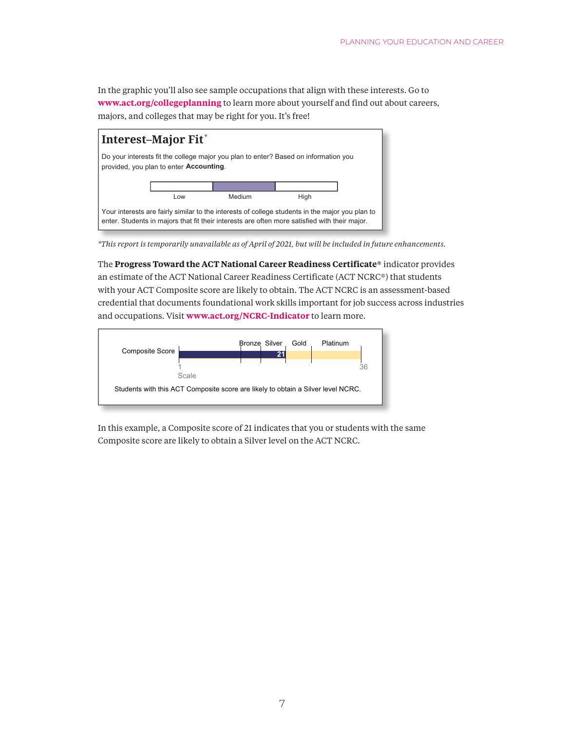In the graphic you'll also see sample occupations that align with these interests. Go to **www.act.org/collegeplanning** to learn more about yourself and find out about careers, majors, and colleges that may be right for you. It's free!

## Interest–Major Fit*

Do your interests fit the college major you plan to enter? Based on information you provided, you plan to enter **Accounting**.

Low | Medium | High

Your interests are fairly similar to the interests of college students in the major you plan to enter. Students in majors that fit their interests are often more satisfied with their major.

*\*This report is temporarily unavailable as of April of 2021, but will be included in future enhancements.*

The **Progress Toward the ACT National Career Readiness Certificate®** indicator provides an estimate of the ACT National Career Readiness Certificate (ACT NCRC®) that students with your ACT Composite score are likely to obtain. The ACT NCRC is an assessment-based credential that documents foundational work skills important for job success across industries and occupations. Visit **www.act.org/NCRC-Indicator** to learn more.

Composite Score — Bronze, Silver, Gold, Platinum — 21

1 — 36

Scale

Students with this ACT Composite score are likely to obtain a Silver level NCRC.

In this example, a Composite score of 21 indicates that you or students with the same Composite score are likely to obtain a Silver level on the ACT NCRC.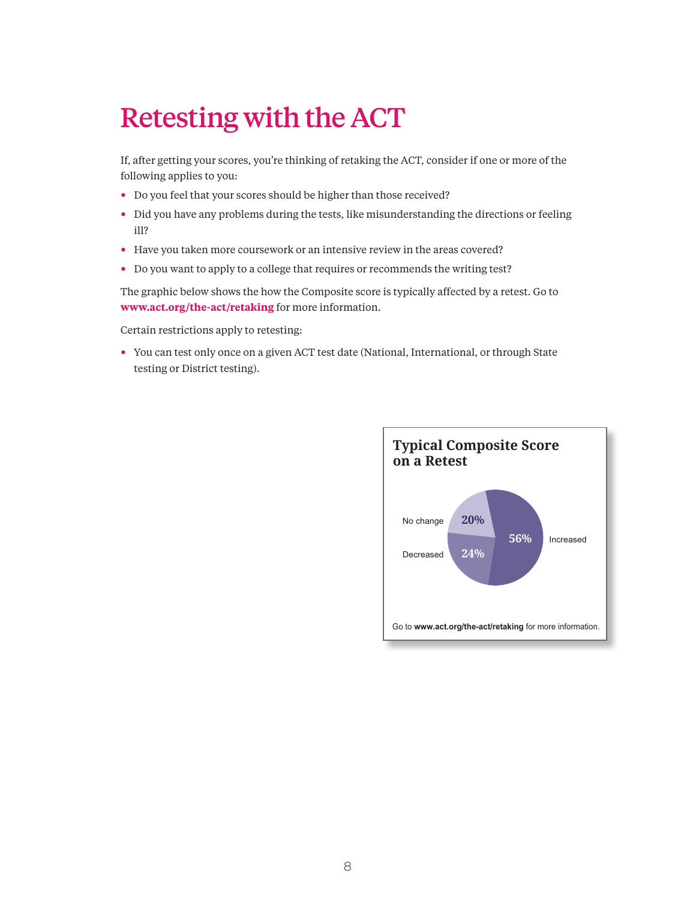# Retesting with the ACT

If, after getting your scores, you're thinking of retaking the ACT, consider if one or more of the following applies to you:

- Do you feel that your scores should be higher than those received?
- Did you have any problems during the tests, like misunderstanding the directions or feeling ill?
- Have you taken more coursework or an intensive review in the areas covered?
- Do you want to apply to a college that requires or recommends the writing test?

The graphic below shows the how the Composite score is typically affected by a retest. Go to **www.act.org/the-act/retaking** for more information.

Certain restrictions apply to retesting:

- You can test only once on a given ACT test date (National, International, or through State testing or District testing).

**Typical Composite Score on a Retest**

| Result | Percentage |
| --- | --- |
| Increased | 56% |
| Decreased | 24% |
| No change | 20% |

Go to **www.act.org/the-act/retaking** for more information.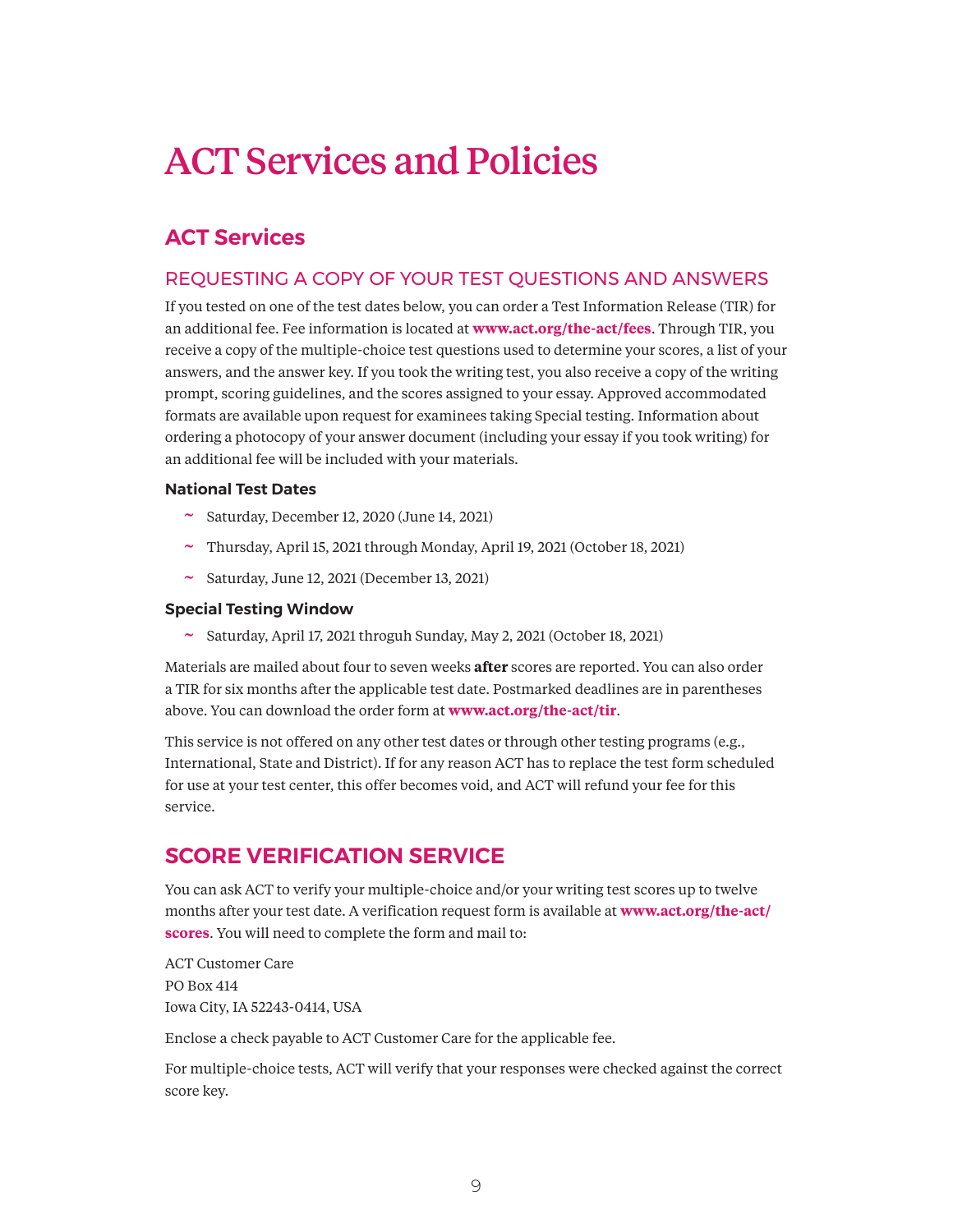# ACT Services and Policies

## ACT Services

### REQUESTING A COPY OF YOUR TEST QUESTIONS AND ANSWERS

If you tested on one of the test dates below, you can order a Test Information Release (TIR) for an additional fee. Fee information is located at **www.act.org/the-act/fees**. Through TIR, you receive a copy of the multiple-choice test questions used to determine your scores, a list of your answers, and the answer key. If you took the writing test, you also receive a copy of the writing prompt, scoring guidelines, and the scores assigned to your essay. Approved accommodated formats are available upon request for examinees taking Special testing. Information about ordering a photocopy of your answer document (including your essay if you took writing) for an additional fee will be included with your materials.

**National Test Dates**

- Saturday, December 12, 2020 (June 14, 2021)
- Thursday, April 15, 2021 through Monday, April 19, 2021 (October 18, 2021)
- Saturday, June 12, 2021 (December 13, 2021)

**Special Testing Window**

- Saturday, April 17, 2021 throguh Sunday, May 2, 2021 (October 18, 2021)

Materials are mailed about four to seven weeks **after** scores are reported. You can also order a TIR for six months after the applicable test date. Postmarked deadlines are in parentheses above. You can download the order form at **www.act.org/the-act/tir**.

This service is not offered on any other test dates or through other testing programs (e.g., International, State and District). If for any reason ACT has to replace the test form scheduled for use at your test center, this offer becomes void, and ACT will refund your fee for this service.

## SCORE VERIFICATION SERVICE

You can ask ACT to verify your multiple-choice and/or your writing test scores up to twelve months after your test date. A verification request form is available at **www.act.org/the-act/scores**. You will need to complete the form and mail to:

ACT Customer Care
PO Box 414
Iowa City, IA 52243-0414, USA

Enclose a check payable to ACT Customer Care for the applicable fee.

For multiple-choice tests, ACT will verify that your responses were checked against the correct score key.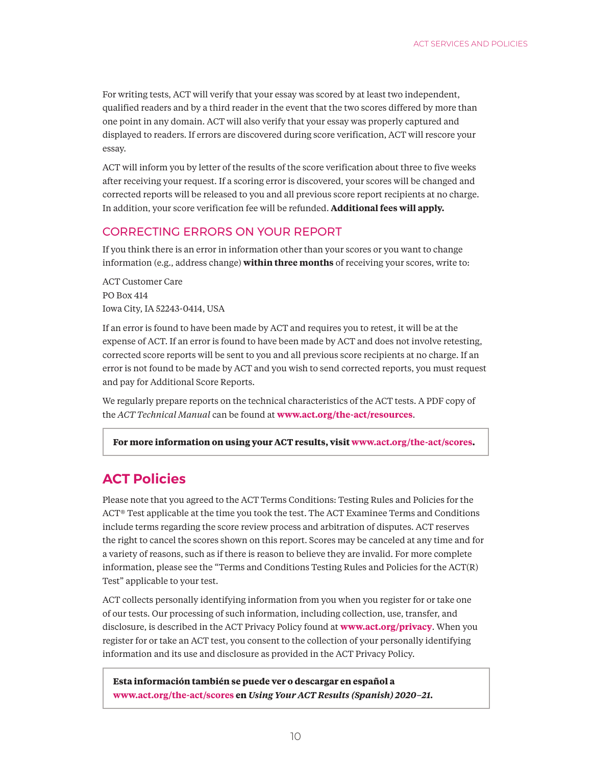For writing tests, ACT will verify that your essay was scored by at least two independent, qualified readers and by a third reader in the event that the two scores differed by more than one point in any domain. ACT will also verify that your essay was properly captured and displayed to readers. If errors are discovered during score verification, ACT will rescore your essay.

ACT will inform you by letter of the results of the score verification about three to five weeks after receiving your request. If a scoring error is discovered, your scores will be changed and corrected reports will be released to you and all previous score report recipients at no charge. In addition, your score verification fee will be refunded. **Additional fees will apply.**

### CORRECTING ERRORS ON YOUR REPORT

If you think there is an error in information other than your scores or you want to change information (e.g., address change) **within three months** of receiving your scores, write to:

ACT Customer Care
PO Box 414
Iowa City, IA 52243-0414, USA

If an error is found to have been made by ACT and requires you to retest, it will be at the expense of ACT. If an error is found to have been made by ACT and does not involve retesting, corrected score reports will be sent to you and all previous score recipients at no charge. If an error is not found to be made by ACT and you wish to send corrected reports, you must request and pay for Additional Score Reports.

We regularly prepare reports on the technical characteristics of the ACT tests. A PDF copy of the *ACT Technical Manual* can be found at **www.act.org/the-act/resources**.

**For more information on using your ACT results, visit www.act.org/the-act/scores.**

## ACT Policies

Please note that you agreed to the ACT Terms Conditions: Testing Rules and Policies for the ACT® Test applicable at the time you took the test. The ACT Examinee Terms and Conditions include terms regarding the score review process and arbitration of disputes. ACT reserves the right to cancel the scores shown on this report. Scores may be canceled at any time and for a variety of reasons, such as if there is reason to believe they are invalid. For more complete information, please see the "Terms and Conditions Testing Rules and Policies for the ACT(R) Test" applicable to your test.

ACT collects personally identifying information from you when you register for or take one of our tests. Our processing of such information, including collection, use, transfer, and disclosure, is described in the ACT Privacy Policy found at **www.act.org/privacy**. When you register for or take an ACT test, you consent to the collection of your personally identifying information and its use and disclosure as provided in the ACT Privacy Policy.

**Esta información también se puede ver o descargar en español a www.act.org/the-act/scores en *Using Your ACT Results (Spanish) 2020–21.***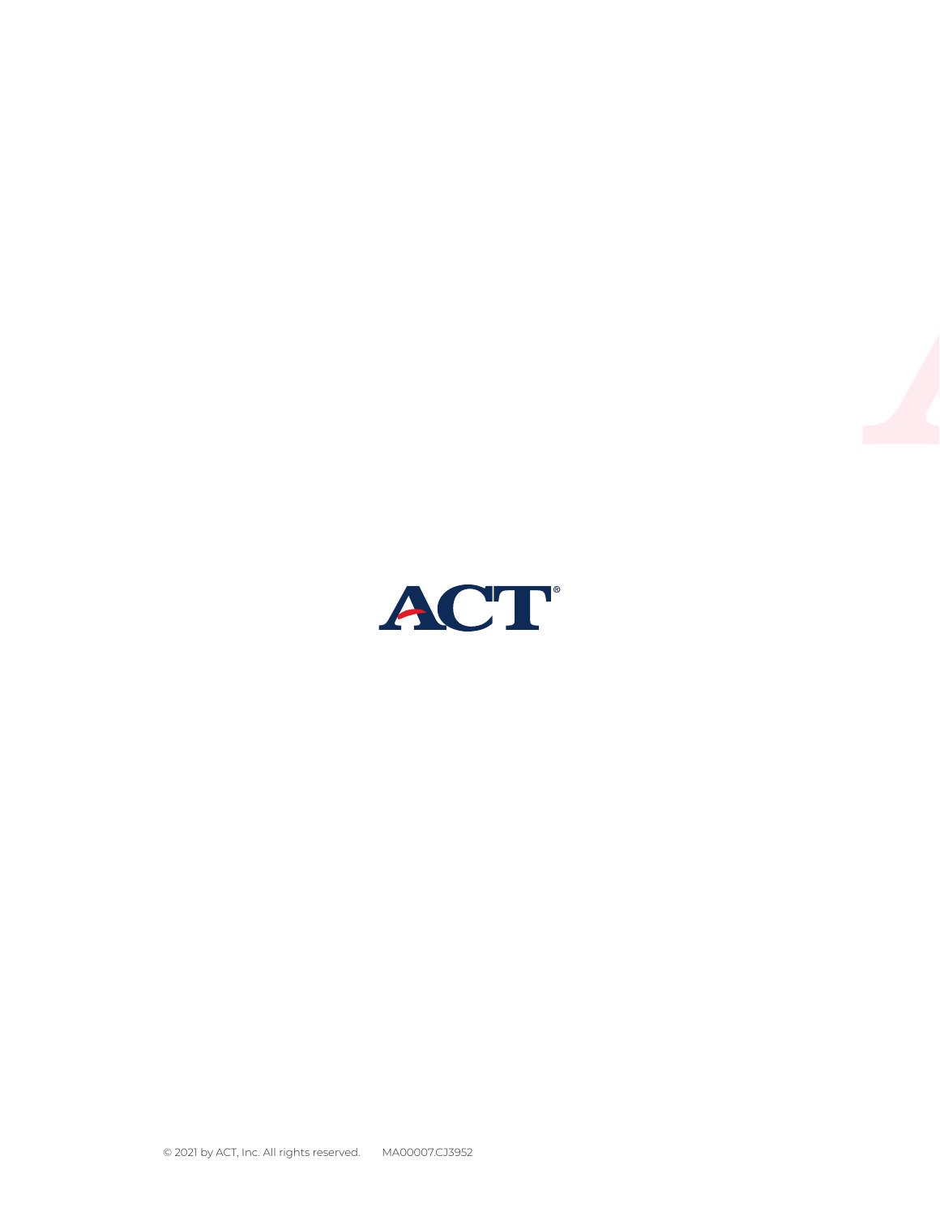ACT®

© 2021 by ACT, Inc. All rights reserved. MA00007.CJ3952